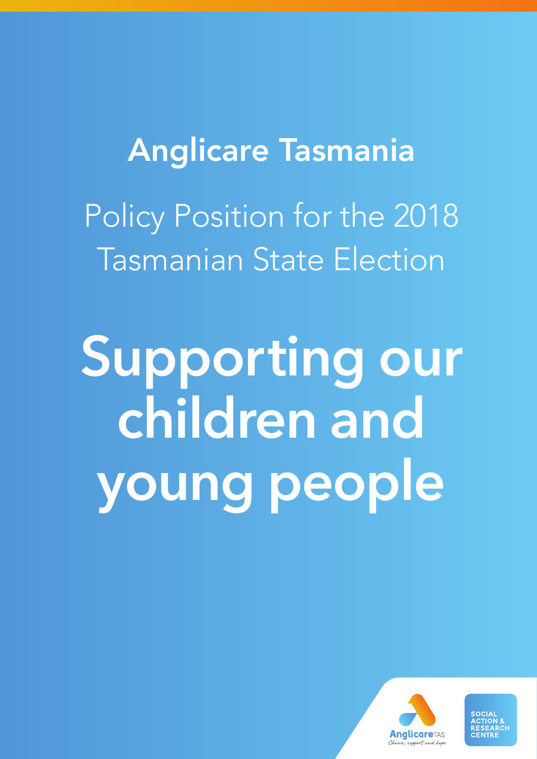## Anglicare Tasmania

Policy Position for the 2018 Tasmanian State Election

# Supporting our children and young people

AnglicareTAS
Choice, support and hope

SOCIAL ACTION & RESEARCH CENTRE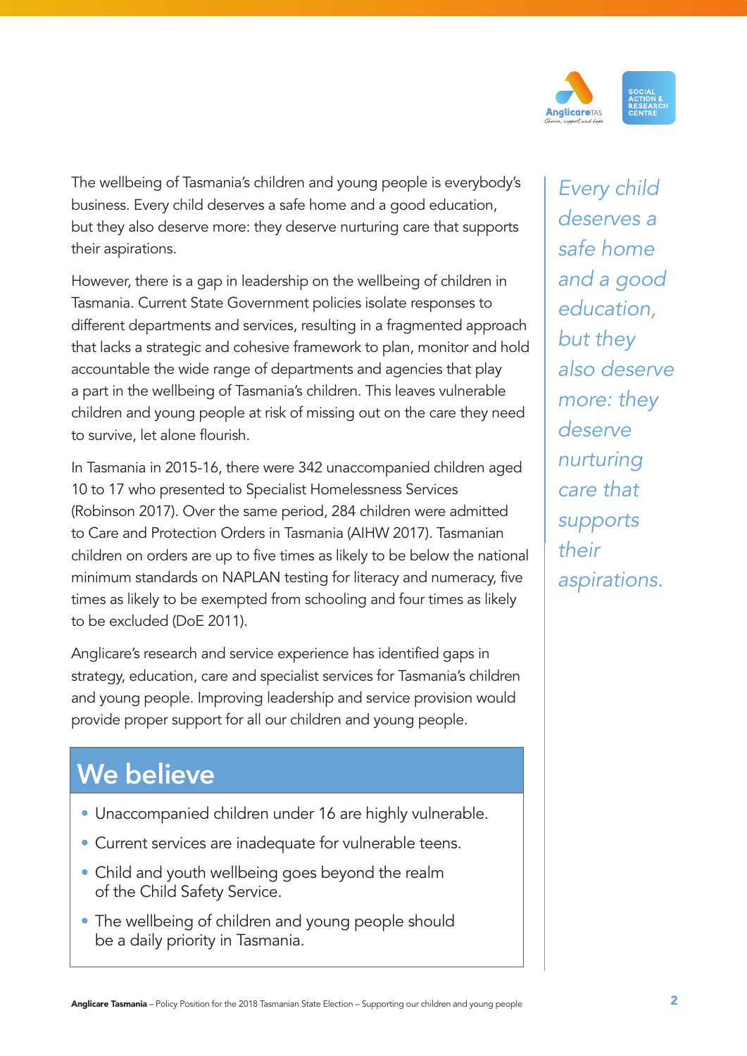The wellbeing of Tasmania's children and young people is everybody's business. Every child deserves a safe home and a good education, but they also deserve more: they deserve nurturing care that supports their aspirations.

However, there is a gap in leadership on the wellbeing of children in Tasmania. Current State Government policies isolate responses to different departments and services, resulting in a fragmented approach that lacks a strategic and cohesive framework to plan, monitor and hold accountable the wide range of departments and agencies that play a part in the wellbeing of Tasmania's children. This leaves vulnerable children and young people at risk of missing out on the care they need to survive, let alone flourish.

In Tasmania in 2015-16, there were 342 unaccompanied children aged 10 to 17 who presented to Specialist Homelessness Services (Robinson 2017). Over the same period, 284 children were admitted to Care and Protection Orders in Tasmania (AIHW 2017). Tasmanian children on orders are up to five times as likely to be below the national minimum standards on NAPLAN testing for literacy and numeracy, five times as likely to be exempted from schooling and four times as likely to be excluded (DoE 2011).

Anglicare's research and service experience has identified gaps in strategy, education, care and specialist services for Tasmania's children and young people. Improving leadership and service provision would provide proper support for all our children and young people.

*Every child deserves a safe home and a good education, but they also deserve more: they deserve nurturing care that supports their aspirations.*

## We believe

- Unaccompanied children under 16 are highly vulnerable.
- Current services are inadequate for vulnerable teens.
- Child and youth wellbeing goes beyond the realm of the Child Safety Service.
- The wellbeing of children and young people should be a daily priority in Tasmania.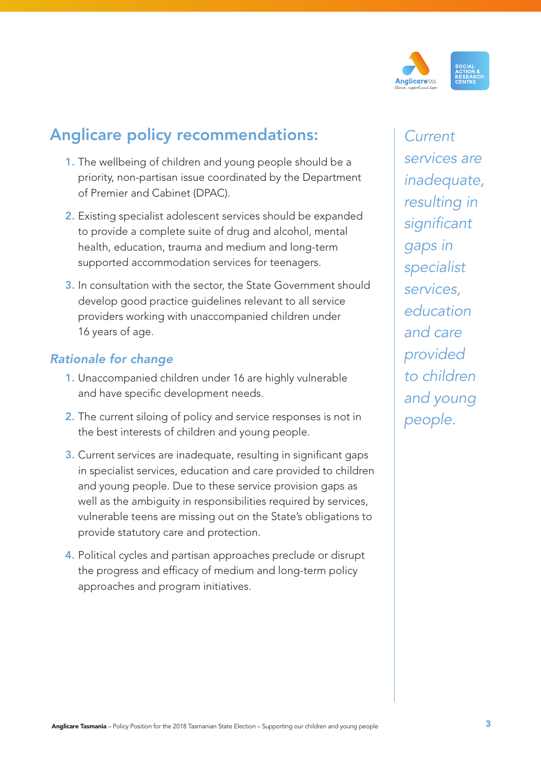## Anglicare policy recommendations:

1. The wellbeing of children and young people should be a priority, non-partisan issue coordinated by the Department of Premier and Cabinet (DPAC).
2. Existing specialist adolescent services should be expanded to provide a complete suite of drug and alcohol, mental health, education, trauma and medium and long-term supported accommodation services for teenagers.
3. In consultation with the sector, the State Government should develop good practice guidelines relevant to all service providers working with unaccompanied children under 16 years of age.

### *Rationale for change*

1. Unaccompanied children under 16 are highly vulnerable and have specific development needs.
2. The current siloing of policy and service responses is not in the best interests of children and young people.
3. Current services are inadequate, resulting in significant gaps in specialist services, education and care provided to children and young people. Due to these service provision gaps as well as the ambiguity in responsibilities required by services, vulnerable teens are missing out on the State's obligations to provide statutory care and protection.
4. Political cycles and partisan approaches preclude or disrupt the progress and efficacy of medium and long-term policy approaches and program initiatives.

*Current services are inadequate, resulting in significant gaps in specialist services, education and care provided to children and young people.*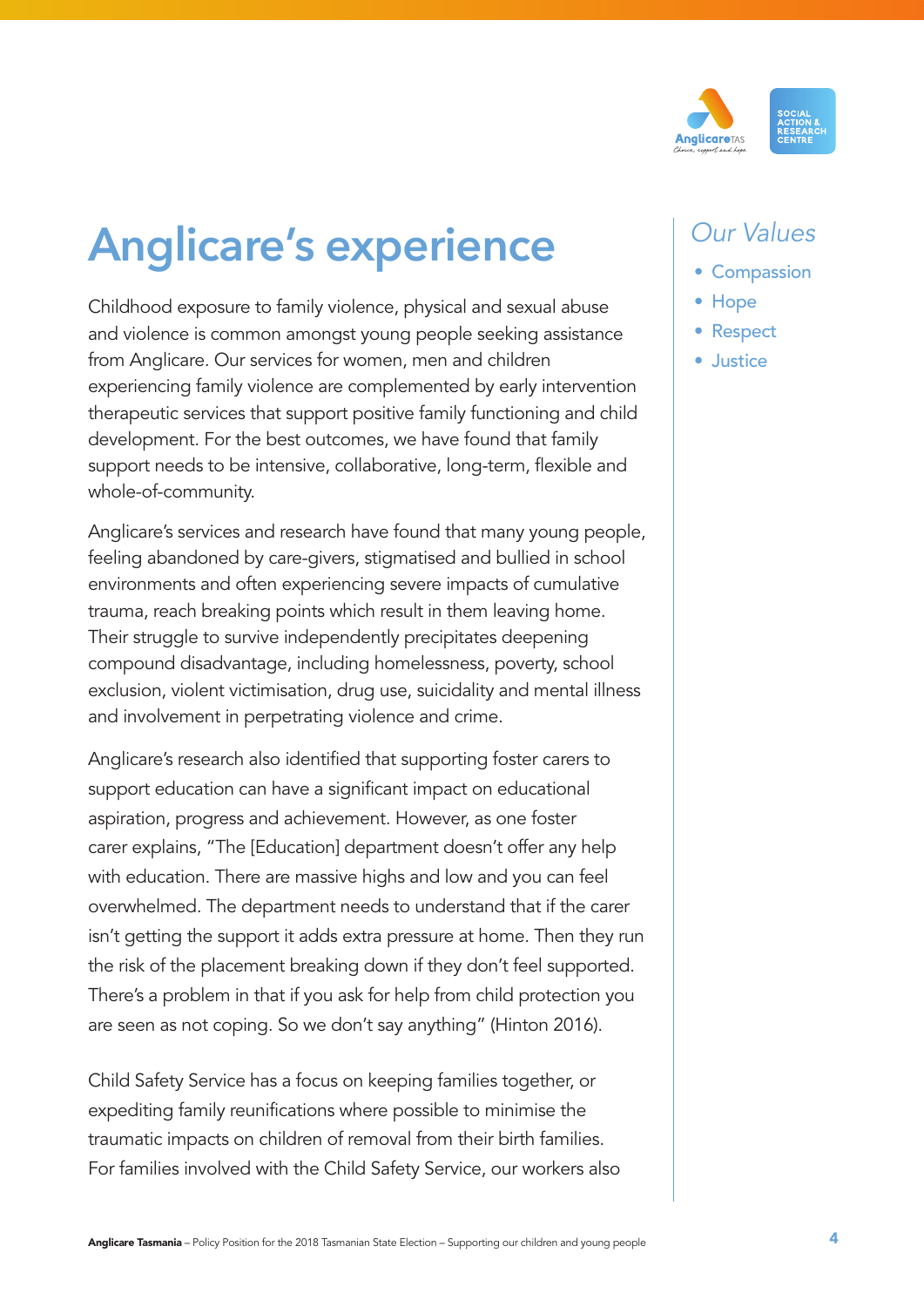# Anglicare's experience

Childhood exposure to family violence, physical and sexual abuse and violence is common amongst young people seeking assistance from Anglicare. Our services for women, men and children experiencing family violence are complemented by early intervention therapeutic services that support positive family functioning and child development. For the best outcomes, we have found that family support needs to be intensive, collaborative, long-term, flexible and whole-of-community.

Anglicare's services and research have found that many young people, feeling abandoned by care-givers, stigmatised and bullied in school environments and often experiencing severe impacts of cumulative trauma, reach breaking points which result in them leaving home. Their struggle to survive independently precipitates deepening compound disadvantage, including homelessness, poverty, school exclusion, violent victimisation, drug use, suicidality and mental illness and involvement in perpetrating violence and crime.

Anglicare's research also identified that supporting foster carers to support education can have a significant impact on educational aspiration, progress and achievement. However, as one foster carer explains, "The [Education] department doesn't offer any help with education. There are massive highs and low and you can feel overwhelmed. The department needs to understand that if the carer isn't getting the support it adds extra pressure at home. Then they run the risk of the placement breaking down if they don't feel supported. There's a problem in that if you ask for help from child protection you are seen as not coping. So we don't say anything" (Hinton 2016).

Child Safety Service has a focus on keeping families together, or expediting family reunifications where possible to minimise the traumatic impacts on children of removal from their birth families. For families involved with the Child Safety Service, our workers also

*Our Values*

- Compassion
- Hope
- Respect
- Justice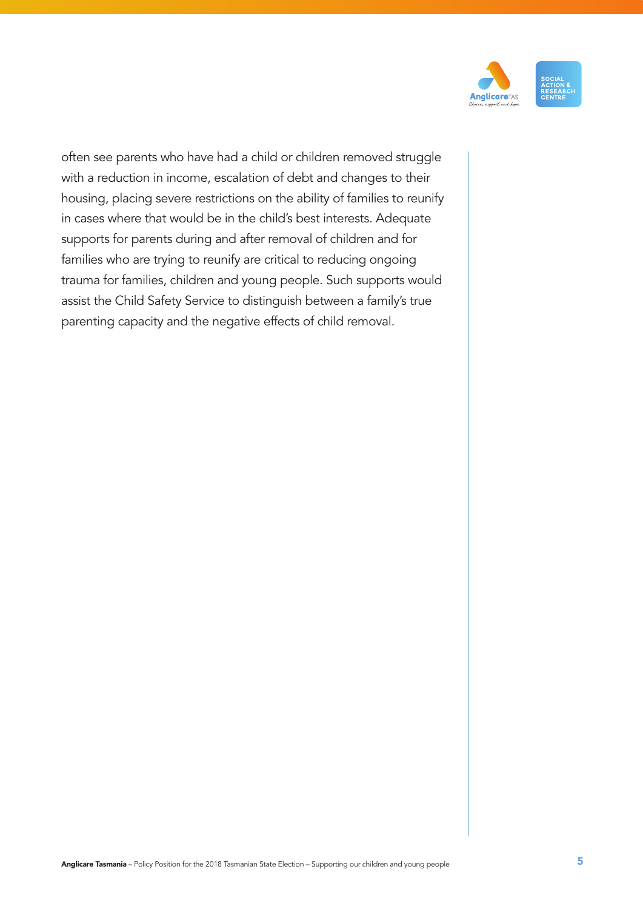often see parents who have had a child or children removed struggle with a reduction in income, escalation of debt and changes to their housing, placing severe restrictions on the ability of families to reunify in cases where that would be in the child's best interests. Adequate supports for parents during and after removal of children and for families who are trying to reunify are critical to reducing ongoing trauma for families, children and young people. Such supports would assist the Child Safety Service to distinguish between a family's true parenting capacity and the negative effects of child removal.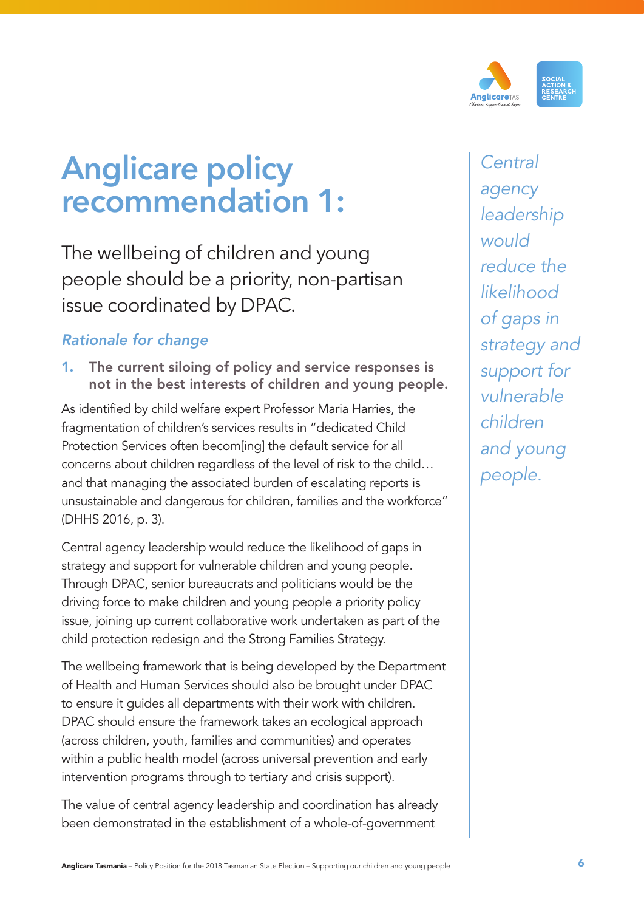# Anglicare policy recommendation 1:

## The wellbeing of children and young people should be a priority, non-partisan issue coordinated by DPAC.

### *Rationale for change*

**1. The current siloing of policy and service responses is not in the best interests of children and young people.**

As identified by child welfare expert Professor Maria Harries, the fragmentation of children's services results in "dedicated Child Protection Services often becom[ing] the default service for all concerns about children regardless of the level of risk to the child… and that managing the associated burden of escalating reports is unsustainable and dangerous for children, families and the workforce" (DHHS 2016, p. 3).

Central agency leadership would reduce the likelihood of gaps in strategy and support for vulnerable children and young people. Through DPAC, senior bureaucrats and politicians would be the driving force to make children and young people a priority policy issue, joining up current collaborative work undertaken as part of the child protection redesign and the Strong Families Strategy.

The wellbeing framework that is being developed by the Department of Health and Human Services should also be brought under DPAC to ensure it guides all departments with their work with children. DPAC should ensure the framework takes an ecological approach (across children, youth, families and communities) and operates within a public health model (across universal prevention and early intervention programs through to tertiary and crisis support).

The value of central agency leadership and coordination has already been demonstrated in the establishment of a whole-of-government

*Central agency leadership would reduce the likelihood of gaps in strategy and support for vulnerable children and young people.*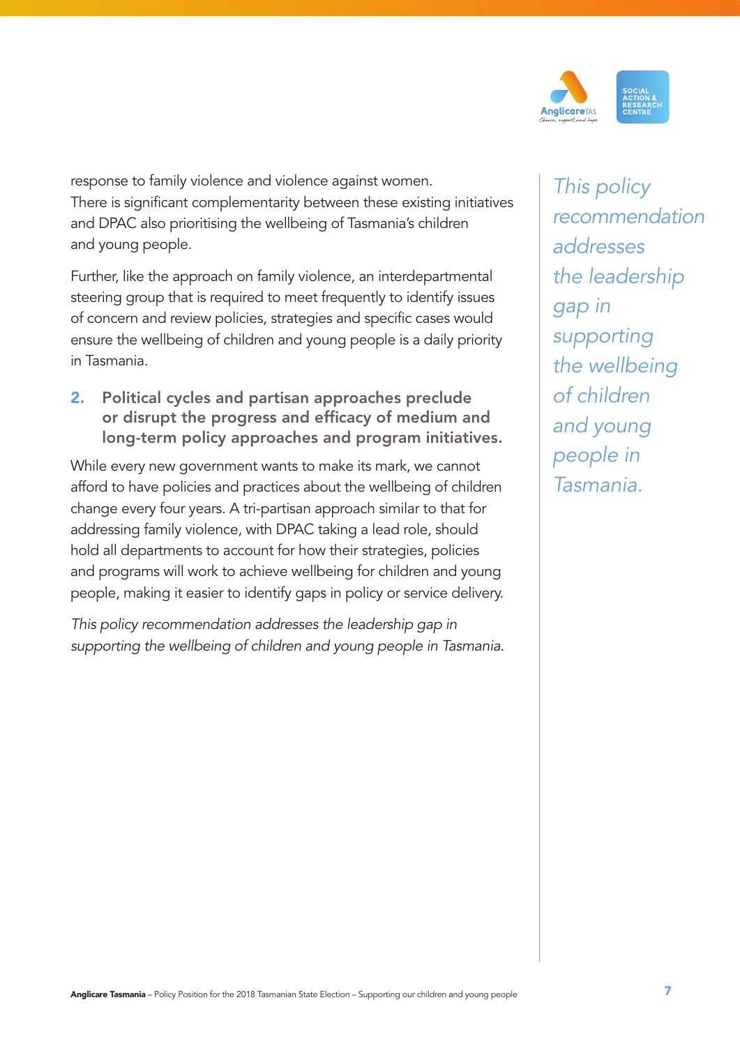response to family violence and violence against women. There is significant complementarity between these existing initiatives and DPAC also prioritising the wellbeing of Tasmania's children and young people.

Further, like the approach on family violence, an interdepartmental steering group that is required to meet frequently to identify issues of concern and review policies, strategies and specific cases would ensure the wellbeing of children and young people is a daily priority in Tasmania.

### 2. Political cycles and partisan approaches preclude or disrupt the progress and efficacy of medium and long-term policy approaches and program initiatives.

While every new government wants to make its mark, we cannot afford to have policies and practices about the wellbeing of children change every four years. A tri-partisan approach similar to that for addressing family violence, with DPAC taking a lead role, should hold all departments to account for how their strategies, policies and programs will work to achieve wellbeing for children and young people, making it easier to identify gaps in policy or service delivery.

*This policy recommendation addresses the leadership gap in supporting the wellbeing of children and young people in Tasmania.*

*This policy recommendation addresses the leadership gap in supporting the wellbeing of children and young people in Tasmania.*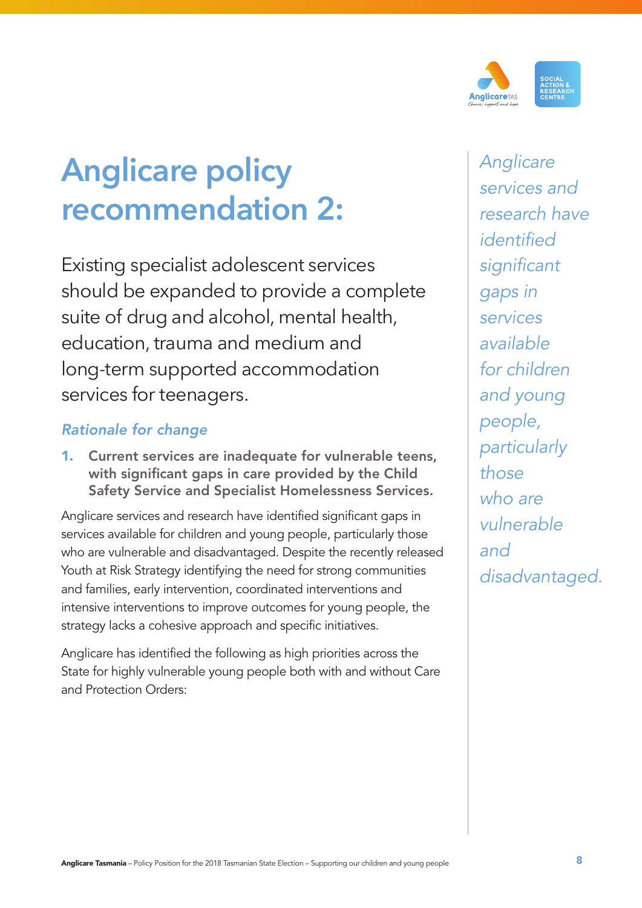# Anglicare policy recommendation 2:

Existing specialist adolescent services should be expanded to provide a complete suite of drug and alcohol, mental health, education, trauma and medium and long-term supported accommodation services for teenagers.

### *Rationale for change*

1. **Current services are inadequate for vulnerable teens, with significant gaps in care provided by the Child Safety Service and Specialist Homelessness Services.**

Anglicare services and research have identified significant gaps in services available for children and young people, particularly those who are vulnerable and disadvantaged. Despite the recently released Youth at Risk Strategy identifying the need for strong communities and families, early intervention, coordinated interventions and intensive interventions to improve outcomes for young people, the strategy lacks a cohesive approach and specific initiatives.

Anglicare has identified the following as high priorities across the State for highly vulnerable young people both with and without Care and Protection Orders:

*Anglicare services and research have identified significant gaps in services available for children and young people, particularly those who are vulnerable and disadvantaged.*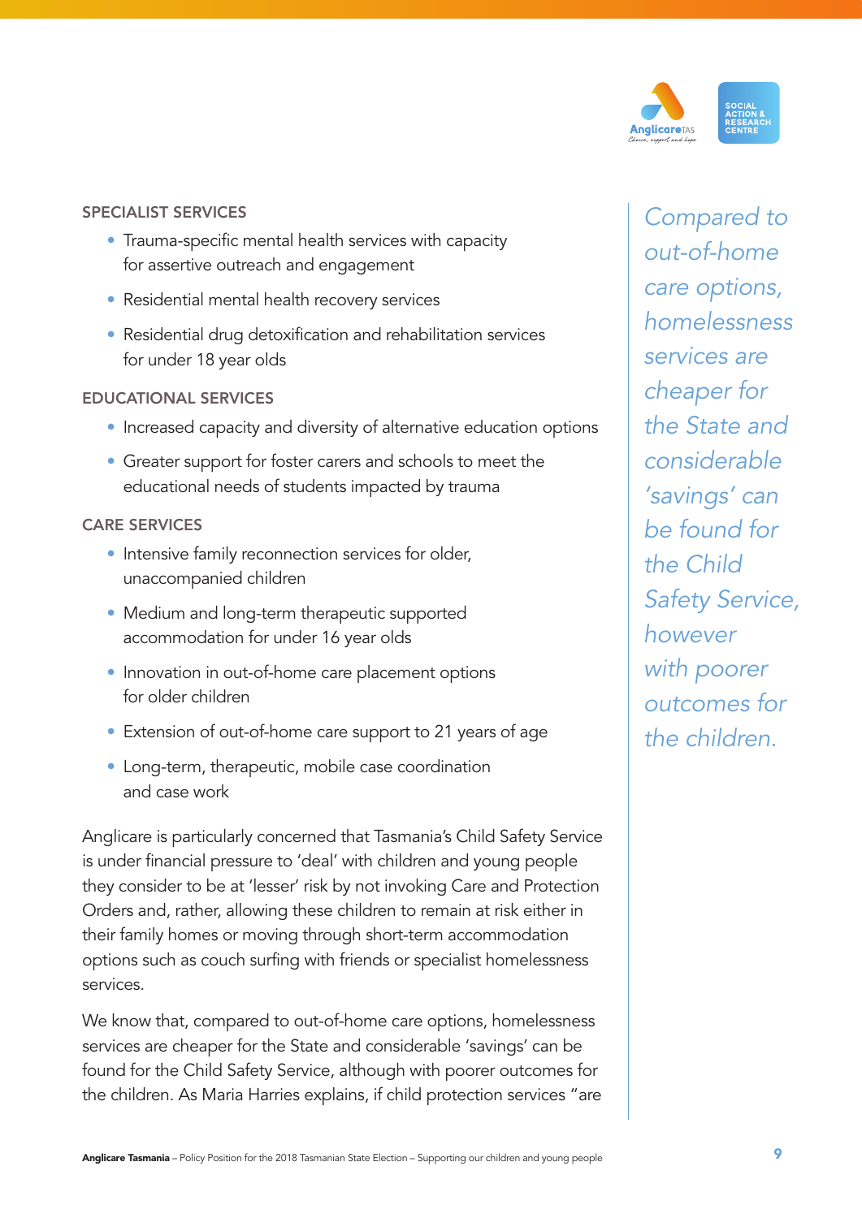#### SPECIALIST SERVICES

- Trauma-specific mental health services with capacity for assertive outreach and engagement
- Residential mental health recovery services
- Residential drug detoxification and rehabilitation services for under 18 year olds

#### EDUCATIONAL SERVICES

- Increased capacity and diversity of alternative education options
- Greater support for foster carers and schools to meet the educational needs of students impacted by trauma

#### CARE SERVICES

- Intensive family reconnection services for older, unaccompanied children
- Medium and long-term therapeutic supported accommodation for under 16 year olds
- Innovation in out-of-home care placement options for older children
- Extension of out-of-home care support to 21 years of age
- Long-term, therapeutic, mobile case coordination and case work

Anglicare is particularly concerned that Tasmania's Child Safety Service is under financial pressure to 'deal' with children and young people they consider to be at 'lesser' risk by not invoking Care and Protection Orders and, rather, allowing these children to remain at risk either in their family homes or moving through short-term accommodation options such as couch surfing with friends or specialist homelessness services.

We know that, compared to out-of-home care options, homelessness services are cheaper for the State and considerable 'savings' can be found for the Child Safety Service, although with poorer outcomes for the children. As Maria Harries explains, if child protection services "are

*Compared to out-of-home care options, homelessness services are cheaper for the State and considerable 'savings' can be found for the Child Safety Service, however with poorer outcomes for the children.*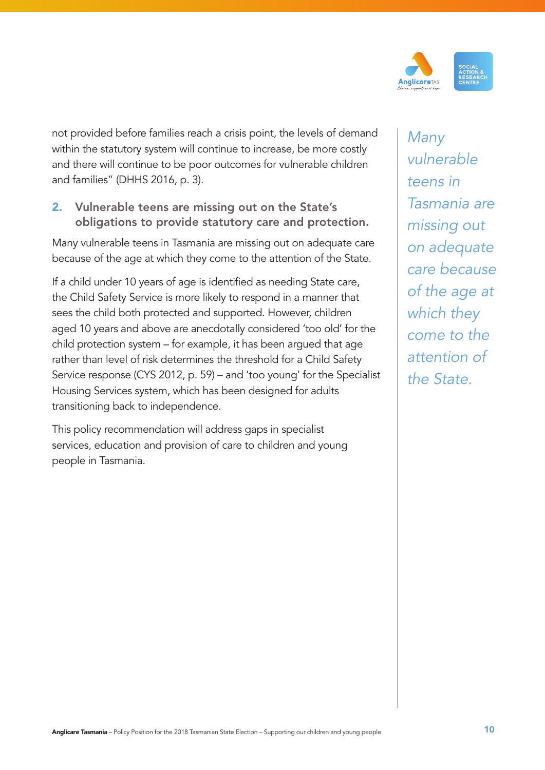not provided before families reach a crisis point, the levels of demand within the statutory system will continue to increase, be more costly and there will continue to be poor outcomes for vulnerable children and families" (DHHS 2016, p. 3).

## 2. Vulnerable teens are missing out on the State's obligations to provide statutory care and protection.

Many vulnerable teens in Tasmania are missing out on adequate care because of the age at which they come to the attention of the State.

If a child under 10 years of age is identified as needing State care, the Child Safety Service is more likely to respond in a manner that sees the child both protected and supported. However, children aged 10 years and above are anecdotally considered 'too old' for the child protection system – for example, it has been argued that age rather than level of risk determines the threshold for a Child Safety Service response (CYS 2012, p. 59) – and 'too young' for the Specialist Housing Services system, which has been designed for adults transitioning back to independence.

This policy recommendation will address gaps in specialist services, education and provision of care to children and young people in Tasmania.

*Many vulnerable teens in Tasmania are missing out on adequate care because of the age at which they come to the attention of the State.*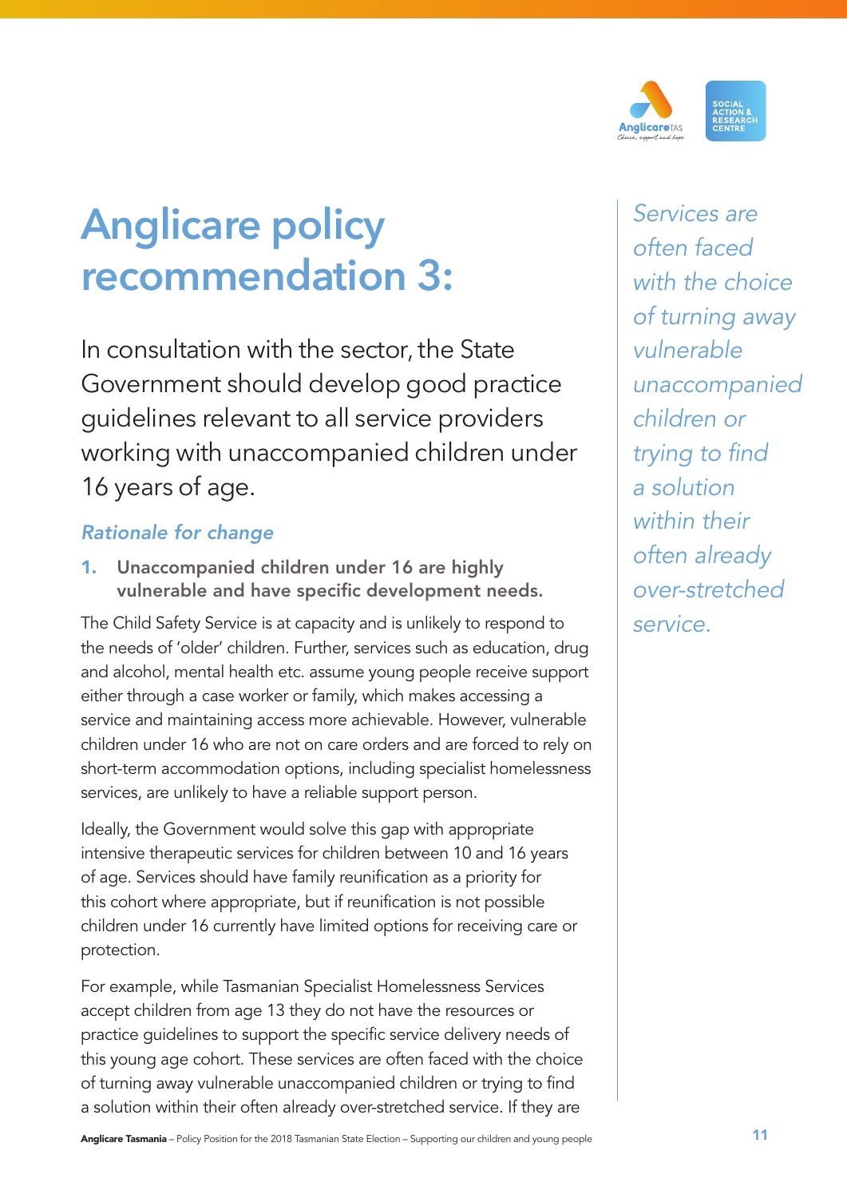# Anglicare policy recommendation 3:

In consultation with the sector, the State Government should develop good practice guidelines relevant to all service providers working with unaccompanied children under 16 years of age.

### *Rationale for change*

1. **Unaccompanied children under 16 are highly vulnerable and have specific development needs.**

The Child Safety Service is at capacity and is unlikely to respond to the needs of 'older' children. Further, services such as education, drug and alcohol, mental health etc. assume young people receive support either through a case worker or family, which makes accessing a service and maintaining access more achievable. However, vulnerable children under 16 who are not on care orders and are forced to rely on short-term accommodation options, including specialist homelessness services, are unlikely to have a reliable support person.

Ideally, the Government would solve this gap with appropriate intensive therapeutic services for children between 10 and 16 years of age. Services should have family reunification as a priority for this cohort where appropriate, but if reunification is not possible children under 16 currently have limited options for receiving care or protection.

For example, while Tasmanian Specialist Homelessness Services accept children from age 13 they do not have the resources or practice guidelines to support the specific service delivery needs of this young age cohort. These services are often faced with the choice of turning away vulnerable unaccompanied children or trying to find a solution within their often already over-stretched service. If they are

*Services are often faced with the choice of turning away vulnerable unaccompanied children or trying to find a solution within their often already over-stretched service.*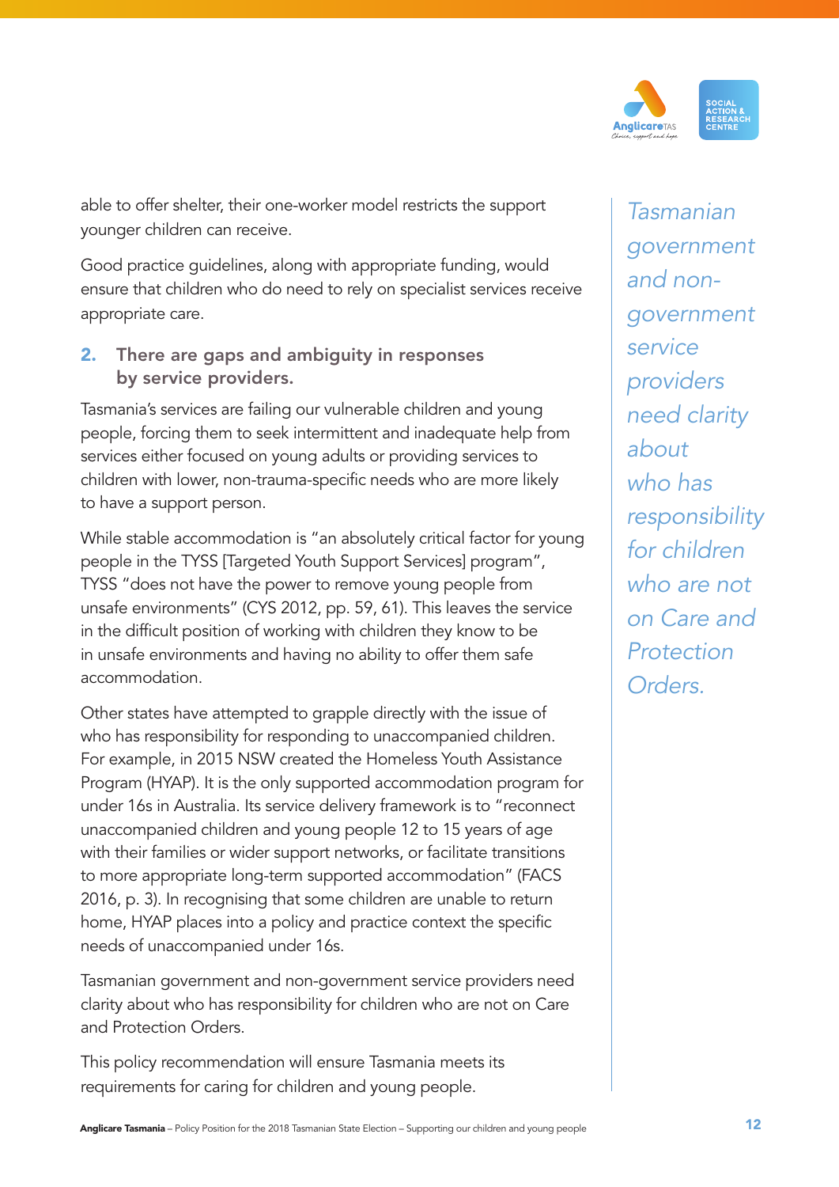able to offer shelter, their one-worker model restricts the support younger children can receive.

Good practice guidelines, along with appropriate funding, would ensure that children who do need to rely on specialist services receive appropriate care.

### 2. There are gaps and ambiguity in responses by service providers.

Tasmania's services are failing our vulnerable children and young people, forcing them to seek intermittent and inadequate help from services either focused on young adults or providing services to children with lower, non-trauma-specific needs who are more likely to have a support person.

While stable accommodation is "an absolutely critical factor for young people in the TYSS [Targeted Youth Support Services] program", TYSS "does not have the power to remove young people from unsafe environments" (CYS 2012, pp. 59, 61). This leaves the service in the difficult position of working with children they know to be in unsafe environments and having no ability to offer them safe accommodation.

Other states have attempted to grapple directly with the issue of who has responsibility for responding to unaccompanied children. For example, in 2015 NSW created the Homeless Youth Assistance Program (HYAP). It is the only supported accommodation program for under 16s in Australia. Its service delivery framework is to "reconnect unaccompanied children and young people 12 to 15 years of age with their families or wider support networks, or facilitate transitions to more appropriate long-term supported accommodation" (FACS 2016, p. 3). In recognising that some children are unable to return home, HYAP places into a policy and practice context the specific needs of unaccompanied under 16s.

Tasmanian government and non-government service providers need clarity about who has responsibility for children who are not on Care and Protection Orders.

This policy recommendation will ensure Tasmania meets its requirements for caring for children and young people.

*Tasmanian government and non-government service providers need clarity about who has responsibility for children who are not on Care and Protection Orders.*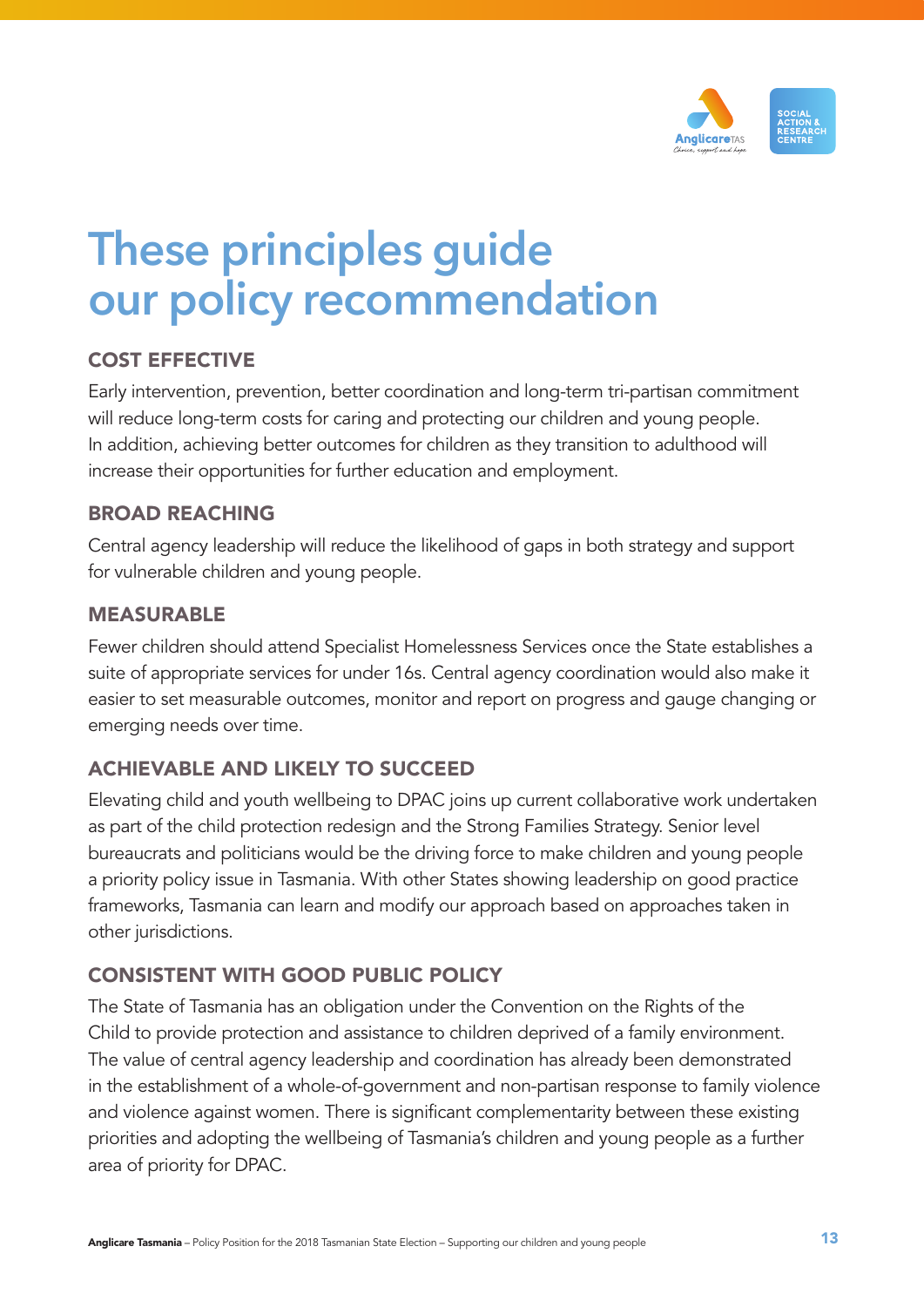# These principles guide our policy recommendation

## COST EFFECTIVE

Early intervention, prevention, better coordination and long-term tri-partisan commitment will reduce long-term costs for caring and protecting our children and young people. In addition, achieving better outcomes for children as they transition to adulthood will increase their opportunities for further education and employment.

## BROAD REACHING

Central agency leadership will reduce the likelihood of gaps in both strategy and support for vulnerable children and young people.

## MEASURABLE

Fewer children should attend Specialist Homelessness Services once the State establishes a suite of appropriate services for under 16s. Central agency coordination would also make it easier to set measurable outcomes, monitor and report on progress and gauge changing or emerging needs over time.

## ACHIEVABLE AND LIKELY TO SUCCEED

Elevating child and youth wellbeing to DPAC joins up current collaborative work undertaken as part of the child protection redesign and the Strong Families Strategy. Senior level bureaucrats and politicians would be the driving force to make children and young people a priority policy issue in Tasmania. With other States showing leadership on good practice frameworks, Tasmania can learn and modify our approach based on approaches taken in other jurisdictions.

## CONSISTENT WITH GOOD PUBLIC POLICY

The State of Tasmania has an obligation under the Convention on the Rights of the Child to provide protection and assistance to children deprived of a family environment. The value of central agency leadership and coordination has already been demonstrated in the establishment of a whole-of-government and non-partisan response to family violence and violence against women. There is significant complementarity between these existing priorities and adopting the wellbeing of Tasmania's children and young people as a further area of priority for DPAC.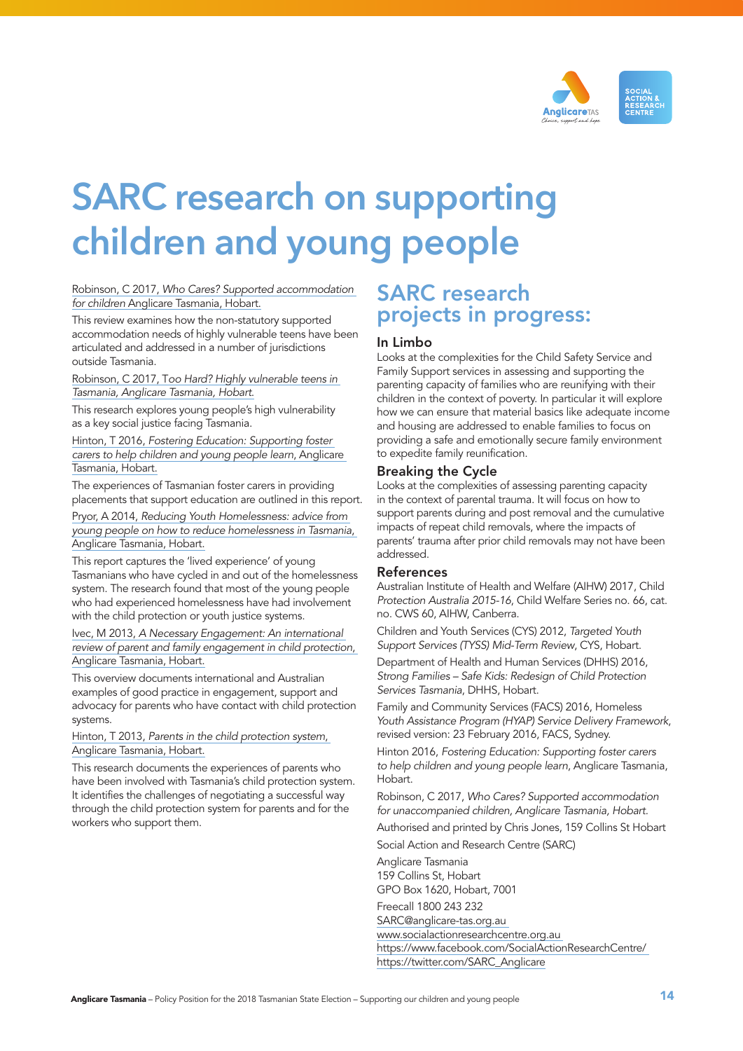# SARC research on supporting children and young people

Robinson, C 2017, *Who Cares? Supported accommodation for children* Anglicare Tasmania, Hobart.

This review examines how the non-statutory supported accommodation needs of highly vulnerable teens have been articulated and addressed in a number of jurisdictions outside Tasmania.

Robinson, C 2017, *Too Hard? Highly vulnerable teens in Tasmania, Anglicare Tasmania, Hobart.*

This research explores young people's high vulnerability as a key social justice facing Tasmania.

Hinton, T 2016, *Fostering Education: Supporting foster carers to help children and young people learn*, Anglicare Tasmania, Hobart.

The experiences of Tasmanian foster carers in providing placements that support education are outlined in this report.

Pryor, A 2014, *Reducing Youth Homelessness: advice from young people on how to reduce homelessness in Tasmania,* Anglicare Tasmania, Hobart.

This report captures the 'lived experience' of young Tasmanians who have cycled in and out of the homelessness system. The research found that most of the young people who had experienced homelessness have had involvement with the child protection or youth justice systems.

Ivec, M 2013, *A Necessary Engagement: An international review of parent and family engagement in child protection,* Anglicare Tasmania, Hobart.

This overview documents international and Australian examples of good practice in engagement, support and advocacy for parents who have contact with child protection systems.

Hinton, T 2013, *Parents in the child protection system,* Anglicare Tasmania, Hobart.

This research documents the experiences of parents who have been involved with Tasmania's child protection system. It identifies the challenges of negotiating a successful way through the child protection system for parents and for the workers who support them.

## SARC research projects in progress:

### In Limbo

Looks at the complexities for the Child Safety Service and Family Support services in assessing and supporting the parenting capacity of families who are reunifying with their children in the context of poverty. In particular it will explore how we can ensure that material basics like adequate income and housing are addressed to enable families to focus on providing a safe and emotionally secure family environment to expedite family reunification.

### Breaking the Cycle

Looks at the complexities of assessing parenting capacity in the context of parental trauma. It will focus on how to support parents during and post removal and the cumulative impacts of repeat child removals, where the impacts of parents' trauma after prior child removals may not have been addressed.

### References

Australian Institute of Health and Welfare (AIHW) 2017, *Child Protection Australia 2015-16*, Child Welfare Series no. 66, cat. no. CWS 60, AIHW, Canberra.

Children and Youth Services (CYS) 2012, *Targeted Youth Support Services (TYSS) Mid-Term Review*, CYS, Hobart.

Department of Health and Human Services (DHHS) 2016, *Strong Families – Safe Kids: Redesign of Child Protection Services Tasmania*, DHHS, Hobart.

Family and Community Services (FACS) 2016, *Homeless Youth Assistance Program (HYAP) Service Delivery Framework*, revised version: 23 February 2016, FACS, Sydney.

Hinton 2016, *Fostering Education: Supporting foster carers to help children and young people learn*, Anglicare Tasmania, Hobart.

Robinson, C 2017, *Who Cares? Supported accommodation for unaccompanied children, Anglicare Tasmania, Hobart.*

Authorised and printed by Chris Jones, 159 Collins St Hobart

Social Action and Research Centre (SARC)

Anglicare Tasmania
159 Collins St, Hobart
GPO Box 1620, Hobart, 7001

Freecall 1800 243 232
SARC@anglicare-tas.org.au
www.socialactionresearchcentre.org.au
https://www.facebook.com/SocialActionResearchCentre/
https://twitter.com/SARC_Anglicare